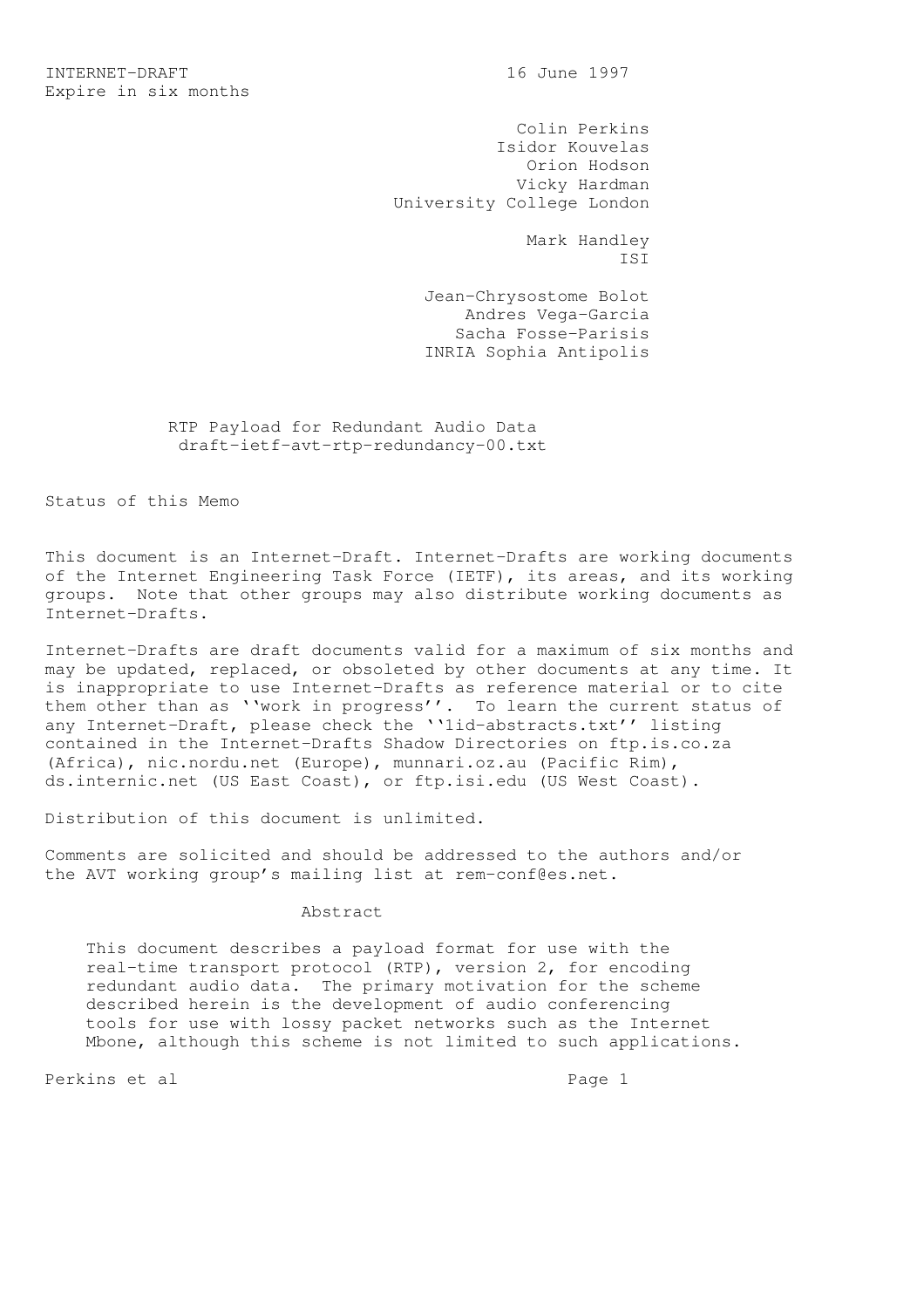INTERNET-DRAFT 16 June 1997
Expire in six months

Colin Perkins
Isidor Kouvelas
Orion Hodson
Vicky Hardman
University College London

Mark Handley
ISI

Jean-Chrysostome Bolot
Andres Vega-Garcia
Sacha Fosse-Parisis
INRIA Sophia Antipolis

# RTP Payload for Redundant Audio Data
draft-ietf-avt-rtp-redundancy-00.txt

## Status of this Memo

This document is an Internet-Draft. Internet-Drafts are working documents of the Internet Engineering Task Force (IETF), its areas, and its working groups. Note that other groups may also distribute working documents as Internet-Drafts.

Internet-Drafts are draft documents valid for a maximum of six months and may be updated, replaced, or obsoleted by other documents at any time. It is inappropriate to use Internet-Drafts as reference material or to cite them other than as ``work in progress''. To learn the current status of any Internet-Draft, please check the ``1id-abstracts.txt'' listing contained in the Internet-Drafts Shadow Directories on ftp.is.co.za (Africa), nic.nordu.net (Europe), munnari.oz.au (Pacific Rim), ds.internic.net (US East Coast), or ftp.isi.edu (US West Coast).

Distribution of this document is unlimited.

Comments are solicited and should be addressed to the authors and/or the AVT working group's mailing list at rem-conf@es.net.

## Abstract

This document describes a payload format for use with the real-time transport protocol (RTP), version 2, for encoding redundant audio data. The primary motivation for the scheme described herein is the development of audio conferencing tools for use with lossy packet networks such as the Internet Mbone, although this scheme is not limited to such applications.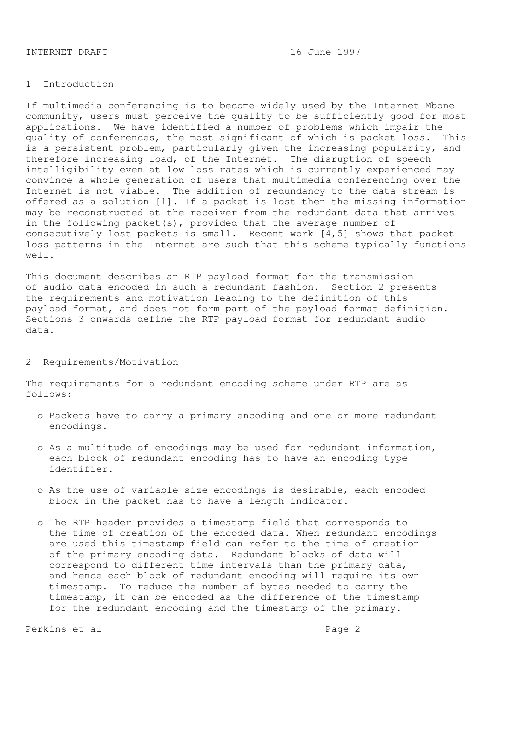## 1 Introduction

If multimedia conferencing is to become widely used by the Internet Mbone community, users must perceive the quality to be sufficiently good for most applications. We have identified a number of problems which impair the quality of conferences, the most significant of which is packet loss. This is a persistent problem, particularly given the increasing popularity, and therefore increasing load, of the Internet. The disruption of speech intelligibility even at low loss rates which is currently experienced may convince a whole generation of users that multimedia conferencing over the Internet is not viable. The addition of redundancy to the data stream is offered as a solution [1]. If a packet is lost then the missing information may be reconstructed at the receiver from the redundant data that arrives in the following packet(s), provided that the average number of consecutively lost packets is small. Recent work [4,5] shows that packet loss patterns in the Internet are such that this scheme typically functions well.

This document describes an RTP payload format for the transmission of audio data encoded in such a redundant fashion. Section 2 presents the requirements and motivation leading to the definition of this payload format, and does not form part of the payload format definition. Sections 3 onwards define the RTP payload format for redundant audio data.

## 2 Requirements/Motivation

The requirements for a redundant encoding scheme under RTP are as follows:

- Packets have to carry a primary encoding and one or more redundant encodings.
- As a multitude of encodings may be used for redundant information, each block of redundant encoding has to have an encoding type identifier.
- As the use of variable size encodings is desirable, each encoded block in the packet has to have a length indicator.
- The RTP header provides a timestamp field that corresponds to the time of creation of the encoded data. When redundant encodings are used this timestamp field can refer to the time of creation of the primary encoding data. Redundant blocks of data will correspond to different time intervals than the primary data, and hence each block of redundant encoding will require its own timestamp. To reduce the number of bytes needed to carry the timestamp, it can be encoded as the difference of the timestamp for the redundant encoding and the timestamp of the primary.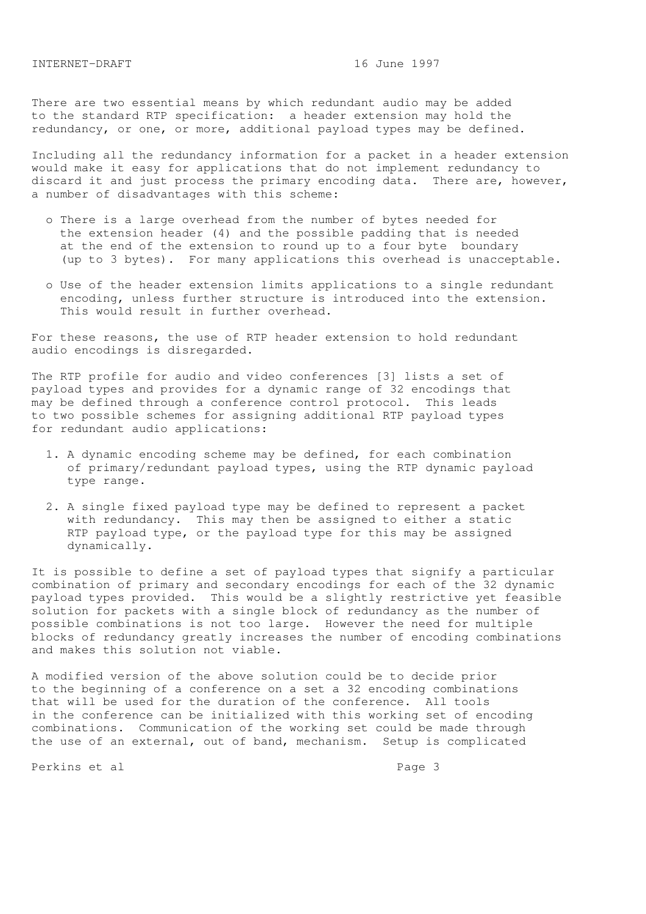There are two essential means by which redundant audio may be added to the standard RTP specification: a header extension may hold the redundancy, or one, or more, additional payload types may be defined.

Including all the redundancy information for a packet in a header extension would make it easy for applications that do not implement redundancy to discard it and just process the primary encoding data. There are, however, a number of disadvantages with this scheme:

- There is a large overhead from the number of bytes needed for the extension header (4) and the possible padding that is needed at the end of the extension to round up to a four byte boundary (up to 3 bytes). For many applications this overhead is unacceptable.

- Use of the header extension limits applications to a single redundant encoding, unless further structure is introduced into the extension. This would result in further overhead.

For these reasons, the use of RTP header extension to hold redundant audio encodings is disregarded.

The RTP profile for audio and video conferences [3] lists a set of payload types and provides for a dynamic range of 32 encodings that may be defined through a conference control protocol. This leads to two possible schemes for assigning additional RTP payload types for redundant audio applications:

1. A dynamic encoding scheme may be defined, for each combination of primary/redundant payload types, using the RTP dynamic payload type range.

2. A single fixed payload type may be defined to represent a packet with redundancy. This may then be assigned to either a static RTP payload type, or the payload type for this may be assigned dynamically.

It is possible to define a set of payload types that signify a particular combination of primary and secondary encodings for each of the 32 dynamic payload types provided. This would be a slightly restrictive yet feasible solution for packets with a single block of redundancy as the number of possible combinations is not too large. However the need for multiple blocks of redundancy greatly increases the number of encoding combinations and makes this solution not viable.

A modified version of the above solution could be to decide prior to the beginning of a conference on a set a 32 encoding combinations that will be used for the duration of the conference. All tools in the conference can be initialized with this working set of encoding combinations. Communication of the working set could be made through the use of an external, out of band, mechanism. Setup is complicated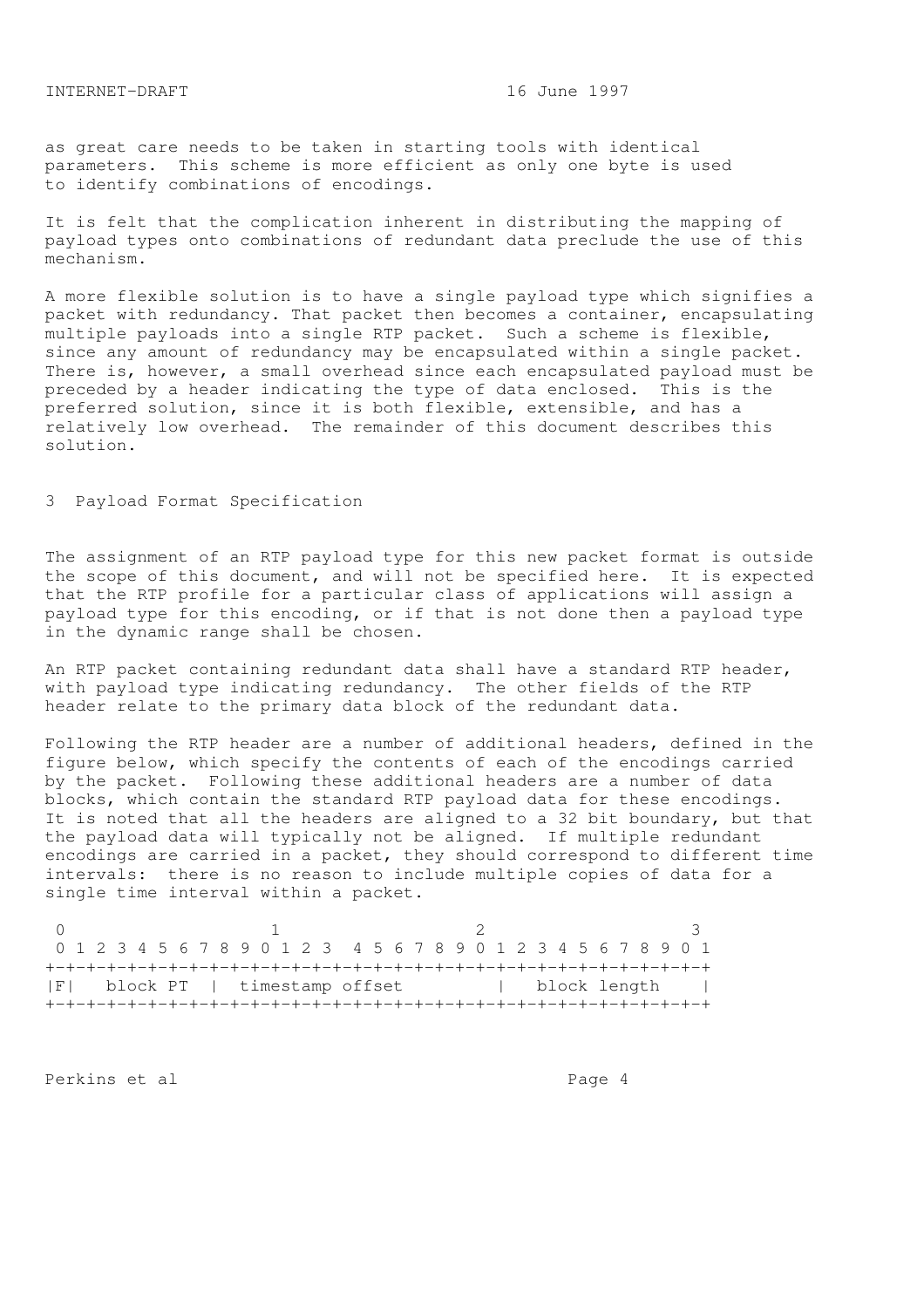as great care needs to be taken in starting tools with identical parameters. This scheme is more efficient as only one byte is used to identify combinations of encodings.

It is felt that the complication inherent in distributing the mapping of payload types onto combinations of redundant data preclude the use of this mechanism.

A more flexible solution is to have a single payload type which signifies a packet with redundancy. That packet then becomes a container, encapsulating multiple payloads into a single RTP packet. Such a scheme is flexible, since any amount of redundancy may be encapsulated within a single packet. There is, however, a small overhead since each encapsulated payload must be preceded by a header indicating the type of data enclosed. This is the preferred solution, since it is both flexible, extensible, and has a relatively low overhead. The remainder of this document describes this solution.

## 3 Payload Format Specification

The assignment of an RTP payload type for this new packet format is outside the scope of this document, and will not be specified here. It is expected that the RTP profile for a particular class of applications will assign a payload type for this encoding, or if that is not done then a payload type in the dynamic range shall be chosen.

An RTP packet containing redundant data shall have a standard RTP header, with payload type indicating redundancy. The other fields of the RTP header relate to the primary data block of the redundant data.

Following the RTP header are a number of additional headers, defined in the figure below, which specify the contents of each of the encodings carried by the packet. Following these additional headers are a number of data blocks, which contain the standard RTP payload data for these encodings. It is noted that all the headers are aligned to a 32 bit boundary, but that the payload data will typically not be aligned. If multiple redundant encodings are carried in a packet, they should correspond to different time intervals: there is no reason to include multiple copies of data for a single time interval within a packet.

```
 0                   1                    2                   3
 0 1 2 3 4 5 6 7 8 9 0 1 2 3  4 5 6 7 8 9 0 1 2 3 4 5 6 7 8 9 0 1
+-+-+-+-+-+-+-+-+-+-+-+-+-+-+-+-+-+-+-+-+-+-+-+-+-+-+-+-+-+-+-+-+
|F|   block PT  |  timestamp offset         |   block length    |
+-+-+-+-+-+-+-+-+-+-+-+-+-+-+-+-+-+-+-+-+-+-+-+-+-+-+-+-+-+-+-+-+
```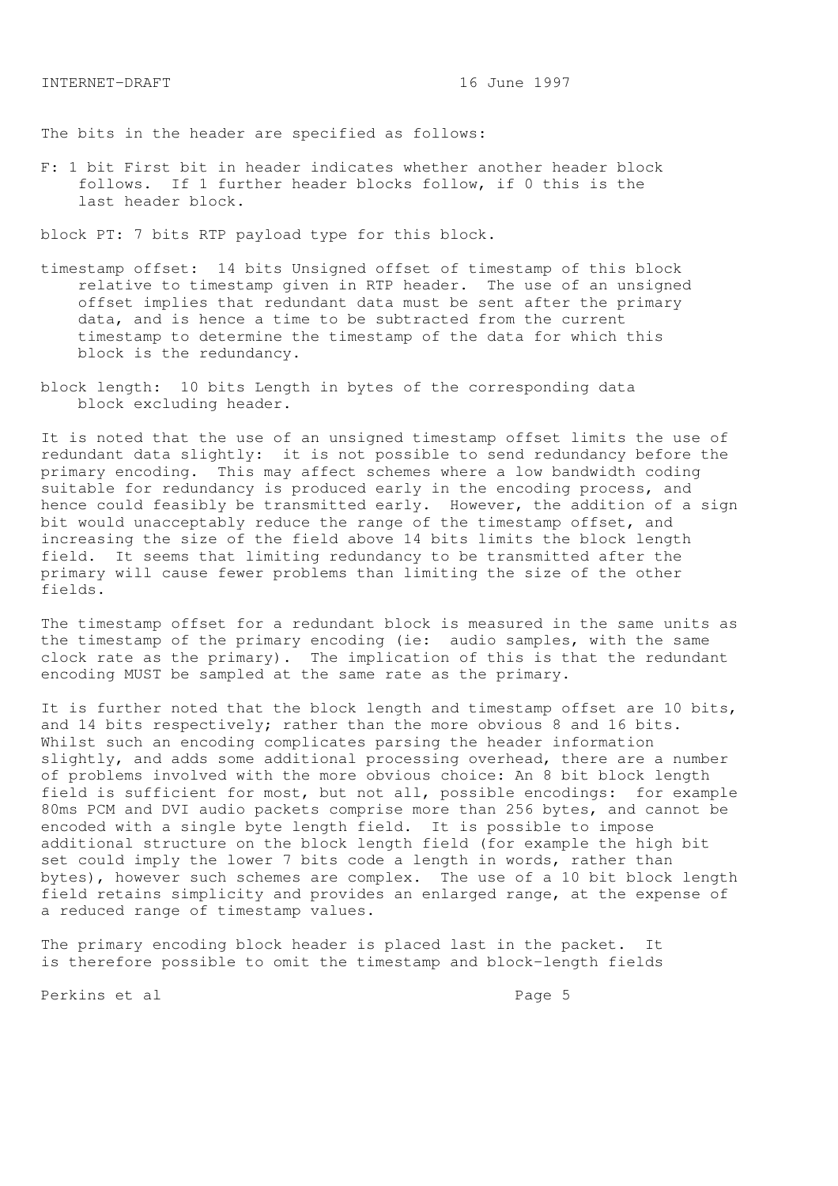The bits in the header are specified as follows:

F: 1 bit First bit in header indicates whether another header block follows. If 1 further header blocks follow, if 0 this is the last header block.

block PT: 7 bits RTP payload type for this block.

timestamp offset: 14 bits Unsigned offset of timestamp of this block relative to timestamp given in RTP header. The use of an unsigned offset implies that redundant data must be sent after the primary data, and is hence a time to be subtracted from the current timestamp to determine the timestamp of the data for which this block is the redundancy.

block length: 10 bits Length in bytes of the corresponding data block excluding header.

It is noted that the use of an unsigned timestamp offset limits the use of redundant data slightly: it is not possible to send redundancy before the primary encoding. This may affect schemes where a low bandwidth coding suitable for redundancy is produced early in the encoding process, and hence could feasibly be transmitted early. However, the addition of a sign bit would unacceptably reduce the range of the timestamp offset, and increasing the size of the field above 14 bits limits the block length field. It seems that limiting redundancy to be transmitted after the primary will cause fewer problems than limiting the size of the other fields.

The timestamp offset for a redundant block is measured in the same units as the timestamp of the primary encoding (ie: audio samples, with the same clock rate as the primary). The implication of this is that the redundant encoding MUST be sampled at the same rate as the primary.

It is further noted that the block length and timestamp offset are 10 bits, and 14 bits respectively; rather than the more obvious 8 and 16 bits. Whilst such an encoding complicates parsing the header information slightly, and adds some additional processing overhead, there are a number of problems involved with the more obvious choice: An 8 bit block length field is sufficient for most, but not all, possible encodings: for example 80ms PCM and DVI audio packets comprise more than 256 bytes, and cannot be encoded with a single byte length field. It is possible to impose additional structure on the block length field (for example the high bit set could imply the lower 7 bits code a length in words, rather than bytes), however such schemes are complex. The use of a 10 bit block length field retains simplicity and provides an enlarged range, at the expense of a reduced range of timestamp values.

The primary encoding block header is placed last in the packet. It is therefore possible to omit the timestamp and block-length fields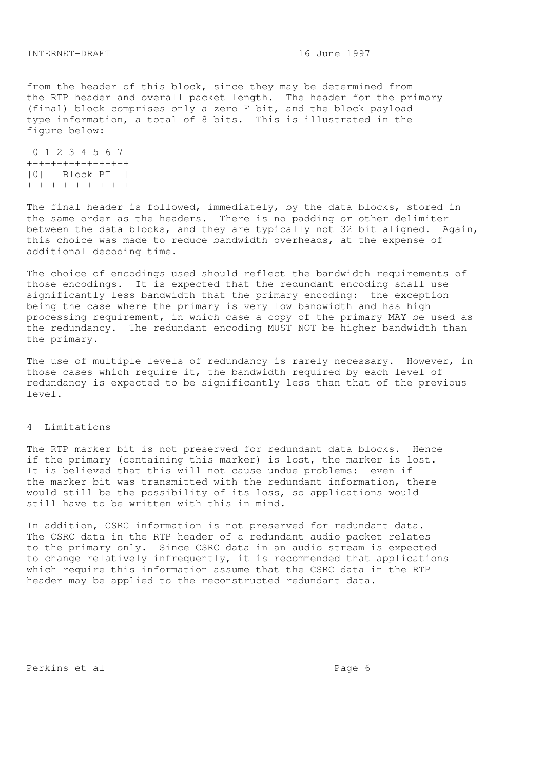from the header of this block, since they may be determined from the RTP header and overall packet length. The header for the primary (final) block comprises only a zero F bit, and the block payload type information, a total of 8 bits. This is illustrated in the figure below:

```
 0 1 2 3 4 5 6 7
+-+-+-+-+-+-+-+-+
|0|   Block PT  |
+-+-+-+-+-+-+-+-+
```

The final header is followed, immediately, by the data blocks, stored in the same order as the headers. There is no padding or other delimiter between the data blocks, and they are typically not 32 bit aligned. Again, this choice was made to reduce bandwidth overheads, at the expense of additional decoding time.

The choice of encodings used should reflect the bandwidth requirements of those encodings. It is expected that the redundant encoding shall use significantly less bandwidth that the primary encoding: the exception being the case where the primary is very low-bandwidth and has high processing requirement, in which case a copy of the primary MAY be used as the redundancy. The redundant encoding MUST NOT be higher bandwidth than the primary.

The use of multiple levels of redundancy is rarely necessary. However, in those cases which require it, the bandwidth required by each level of redundancy is expected to be significantly less than that of the previous level.

# 4 Limitations

The RTP marker bit is not preserved for redundant data blocks. Hence if the primary (containing this marker) is lost, the marker is lost. It is believed that this will not cause undue problems: even if the marker bit was transmitted with the redundant information, there would still be the possibility of its loss, so applications would still have to be written with this in mind.

In addition, CSRC information is not preserved for redundant data. The CSRC data in the RTP header of a redundant audio packet relates to the primary only. Since CSRC data in an audio stream is expected to change relatively infrequently, it is recommended that applications which require this information assume that the CSRC data in the RTP header may be applied to the reconstructed redundant data.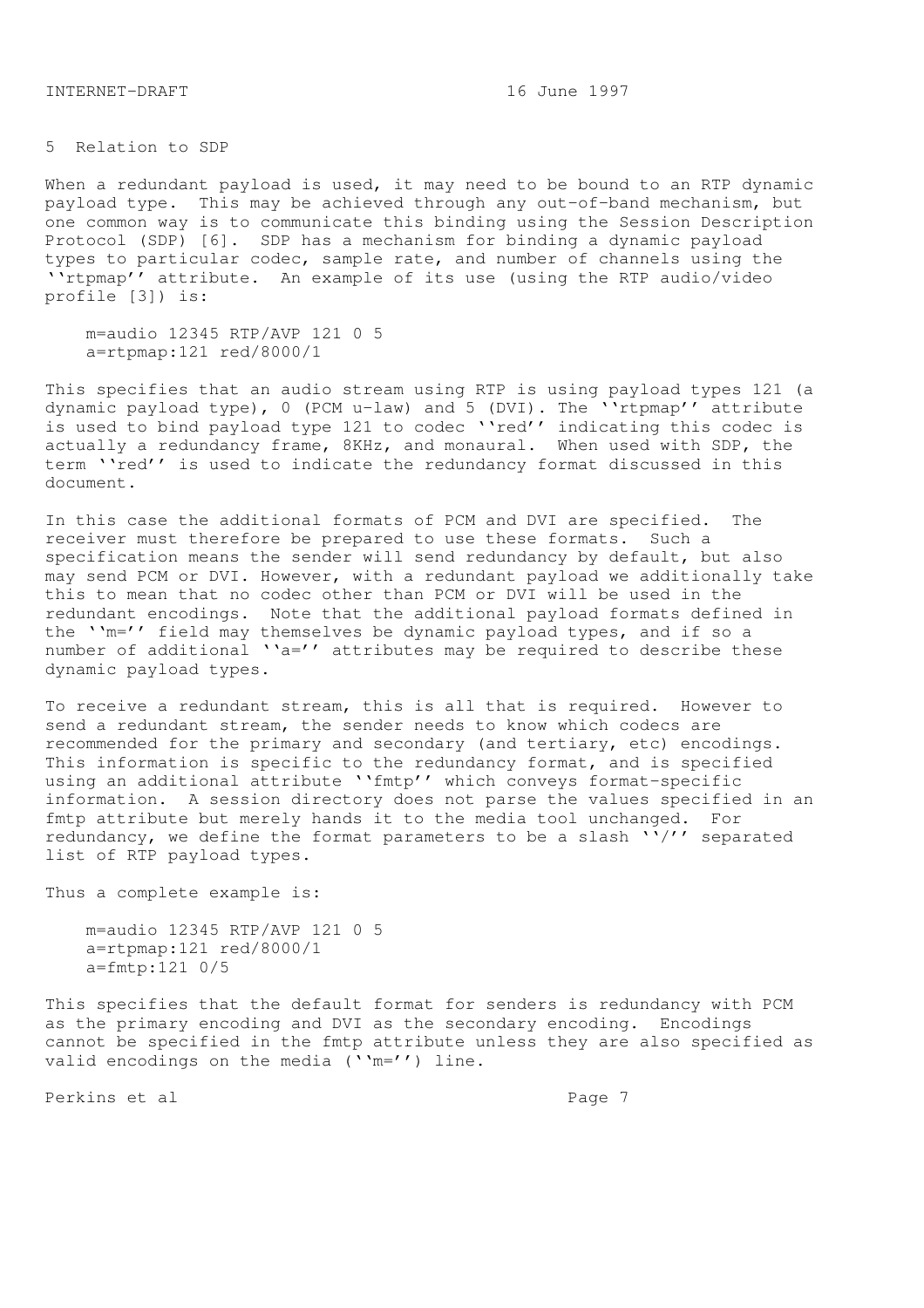## 5 Relation to SDP

When a redundant payload is used, it may need to be bound to an RTP dynamic payload type. This may be achieved through any out-of-band mechanism, but one common way is to communicate this binding using the Session Description Protocol (SDP) [6]. SDP has a mechanism for binding a dynamic payload types to particular codec, sample rate, and number of channels using the ''rtpmap'' attribute. An example of its use (using the RTP audio/video profile [3]) is:

```
m=audio 12345 RTP/AVP 121 0 5
a=rtpmap:121 red/8000/1
```

This specifies that an audio stream using RTP is using payload types 121 (a dynamic payload type), 0 (PCM u-law) and 5 (DVI). The ''rtpmap'' attribute is used to bind payload type 121 to codec ''red'' indicating this codec is actually a redundancy frame, 8KHz, and monaural. When used with SDP, the term ''red'' is used to indicate the redundancy format discussed in this document.

In this case the additional formats of PCM and DVI are specified. The receiver must therefore be prepared to use these formats. Such a specification means the sender will send redundancy by default, but also may send PCM or DVI. However, with a redundant payload we additionally take this to mean that no codec other than PCM or DVI will be used in the redundant encodings. Note that the additional payload formats defined in the ''m='' field may themselves be dynamic payload types, and if so a number of additional ''a='' attributes may be required to describe these dynamic payload types.

To receive a redundant stream, this is all that is required. However to send a redundant stream, the sender needs to know which codecs are recommended for the primary and secondary (and tertiary, etc) encodings. This information is specific to the redundancy format, and is specified using an additional attribute ''fmtp'' which conveys format-specific information. A session directory does not parse the values specified in an fmtp attribute but merely hands it to the media tool unchanged. For redundancy, we define the format parameters to be a slash ''/'' separated list of RTP payload types.

Thus a complete example is:

```
m=audio 12345 RTP/AVP 121 0 5
a=rtpmap:121 red/8000/1
a=fmtp:121 0/5
```

This specifies that the default format for senders is redundancy with PCM as the primary encoding and DVI as the secondary encoding. Encodings cannot be specified in the fmtp attribute unless they are also specified as valid encodings on the media (''m='') line.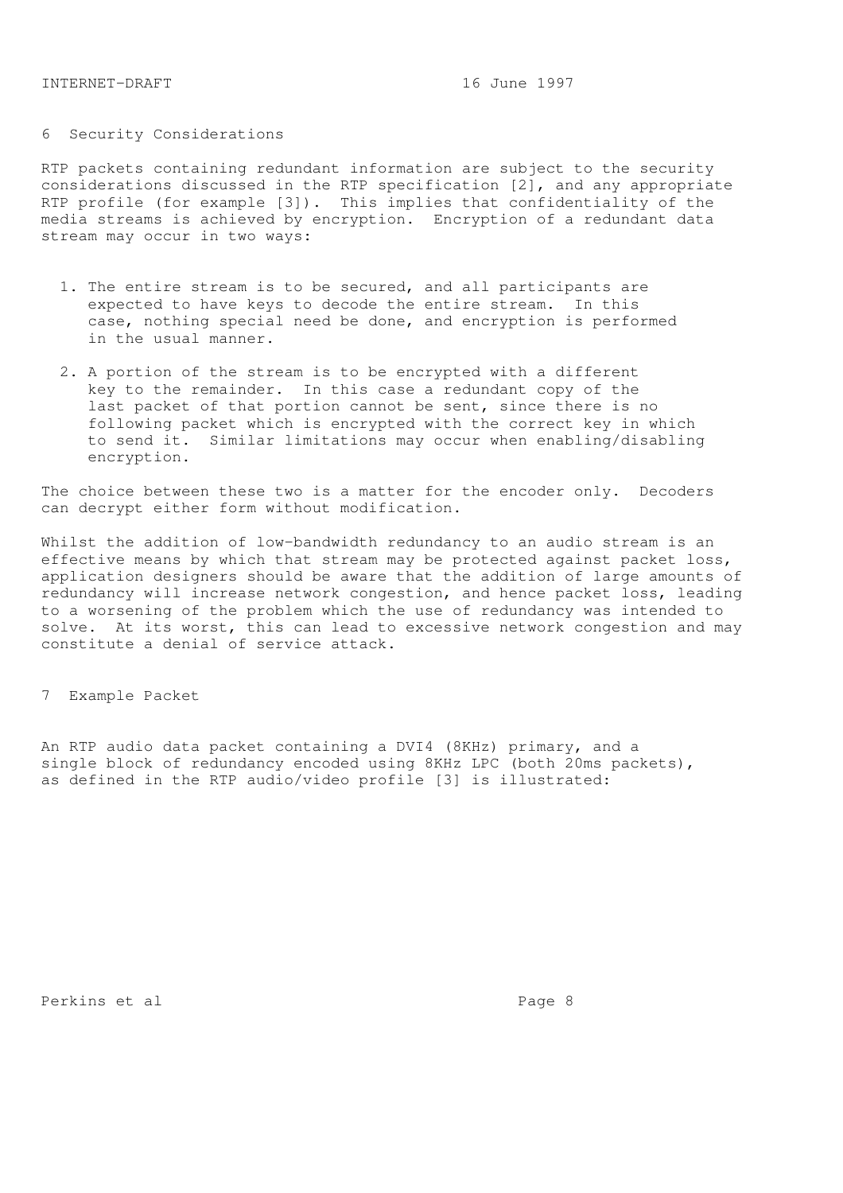## 6 Security Considerations

RTP packets containing redundant information are subject to the security considerations discussed in the RTP specification [2], and any appropriate RTP profile (for example [3]). This implies that confidentiality of the media streams is achieved by encryption. Encryption of a redundant data stream may occur in two ways:

1. The entire stream is to be secured, and all participants are expected to have keys to decode the entire stream. In this case, nothing special need be done, and encryption is performed in the usual manner.

2. A portion of the stream is to be encrypted with a different key to the remainder. In this case a redundant copy of the last packet of that portion cannot be sent, since there is no following packet which is encrypted with the correct key in which to send it. Similar limitations may occur when enabling/disabling encryption.

The choice between these two is a matter for the encoder only. Decoders can decrypt either form without modification.

Whilst the addition of low-bandwidth redundancy to an audio stream is an effective means by which that stream may be protected against packet loss, application designers should be aware that the addition of large amounts of redundancy will increase network congestion, and hence packet loss, leading to a worsening of the problem which the use of redundancy was intended to solve. At its worst, this can lead to excessive network congestion and may constitute a denial of service attack.

## 7 Example Packet

An RTP audio data packet containing a DVI4 (8KHz) primary, and a single block of redundancy encoded using 8KHz LPC (both 20ms packets), as defined in the RTP audio/video profile [3] is illustrated: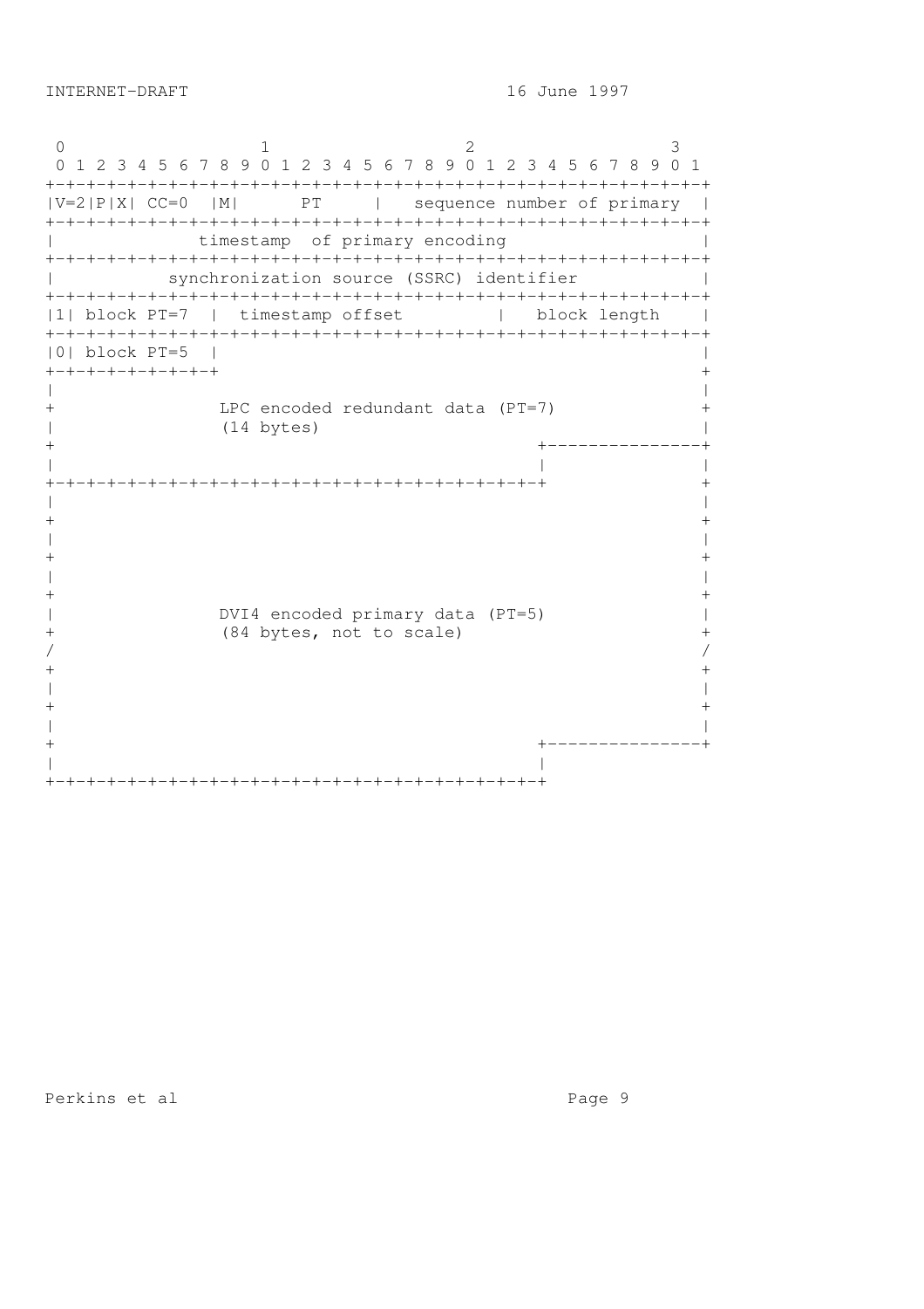```
 0                   1                   2                   3
 0 1 2 3 4 5 6 7 8 9 0 1 2 3 4 5 6 7 8 9 0 1 2 3 4 5 6 7 8 9 0 1
+-+-+-+-+-+-+-+-+-+-+-+-+-+-+-+-+-+-+-+-+-+-+-+-+-+-+-+-+-+-+-+-+
|V=2|P|X| CC=0  |M|      PT     |   sequence number of primary  |
+-+-+-+-+-+-+-+-+-+-+-+-+-+-+-+-+-+-+-+-+-+-+-+-+-+-+-+-+-+-+-+-+
|              timestamp  of primary encoding                   |
+-+-+-+-+-+-+-+-+-+-+-+-+-+-+-+-+-+-+-+-+-+-+-+-+-+-+-+-+-+-+-+-+
|           synchronization source (SSRC) identifier            |
+-+-+-+-+-+-+-+-+-+-+-+-+-+-+-+-+-+-+-+-+-+-+-+-+-+-+-+-+-+-+-+-+
|1| block PT=7  |  timestamp offset         |   block length    |
+-+-+-+-+-+-+-+-+-+-+-+-+-+-+-+-+-+-+-+-+-+-+-+-+-+-+-+-+-+-+-+-+
|0| block PT=5  |                                               |
+-+-+-+-+-+-+-+-+                                               +
|                                                               |
+                LPC encoded redundant data (PT=7)              +
|                (14 bytes)                                     |
+                                               +---------------+
|                                               |               |
+-+-+-+-+-+-+-+-+-+-+-+-+-+-+-+-+-+-+-+-+-+-+-+-+               +
|                                                               |
+                                                               +
|                                                               |
+                                                               +
|                                                               |
+                                                               +
|                DVI4 encoded primary data (PT=5)               |
+                (84 bytes, not to scale)                       +
/                                                               /
+                                                               +
|                                                               |
+                                                               +
|                                                               |
+                                               +---------------+
|                                               |
+-+-+-+-+-+-+-+-+-+-+-+-+-+-+-+-+-+-+-+-+-+-+-+-+
```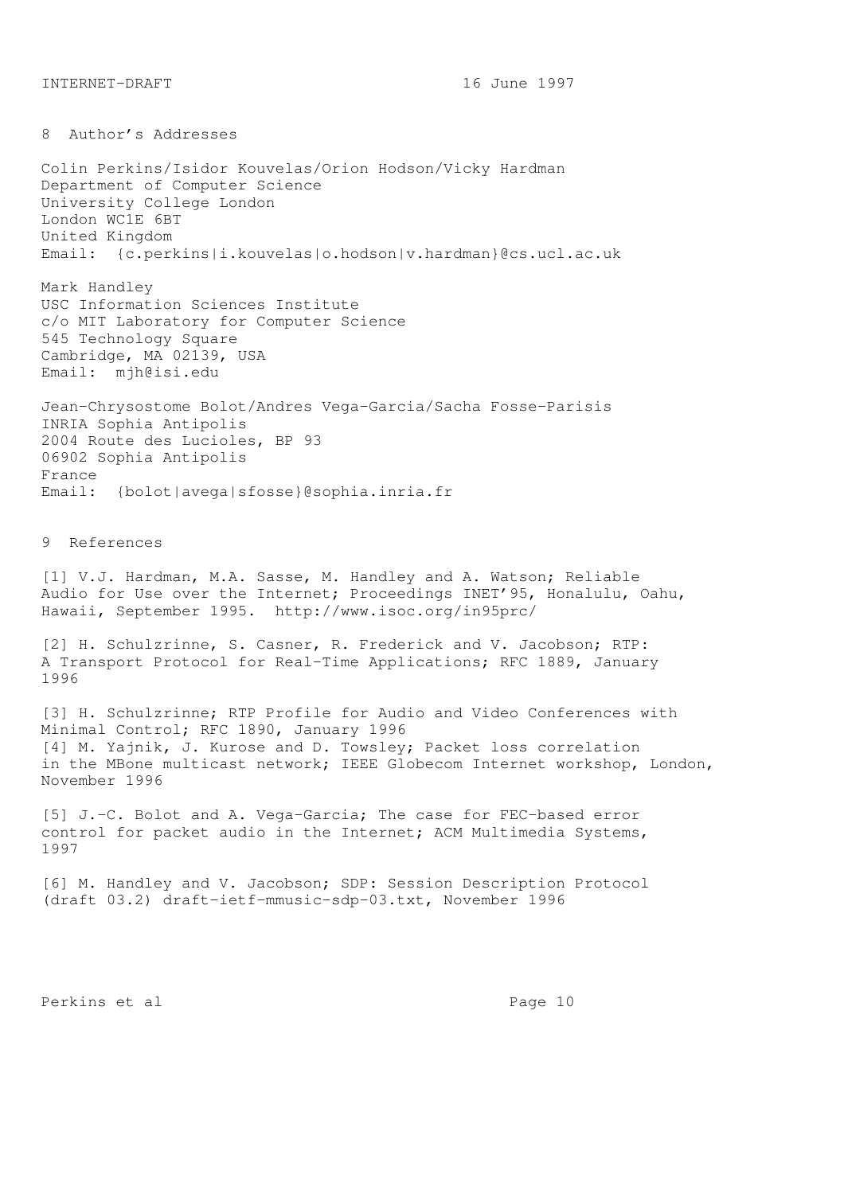## 8 Author's Addresses

Colin Perkins/Isidor Kouvelas/Orion Hodson/Vicky Hardman
Department of Computer Science
University College London
London WC1E 6BT
United Kingdom
Email: {c.perkins|i.kouvelas|o.hodson|v.hardman}@cs.ucl.ac.uk

Mark Handley
USC Information Sciences Institute
c/o MIT Laboratory for Computer Science
545 Technology Square
Cambridge, MA 02139, USA
Email: mjh@isi.edu

Jean-Chrysostome Bolot/Andres Vega-Garcia/Sacha Fosse-Parisis
INRIA Sophia Antipolis
2004 Route des Lucioles, BP 93
06902 Sophia Antipolis
France
Email: {bolot|avega|sfosse}@sophia.inria.fr

## 9 References

[1] V.J. Hardman, M.A. Sasse, M. Handley and A. Watson; Reliable Audio for Use over the Internet; Proceedings INET'95, Honalulu, Oahu, Hawaii, September 1995. http://www.isoc.org/in95prc/

[2] H. Schulzrinne, S. Casner, R. Frederick and V. Jacobson; RTP: A Transport Protocol for Real-Time Applications; RFC 1889, January 1996

[3] H. Schulzrinne; RTP Profile for Audio and Video Conferences with Minimal Control; RFC 1890, January 1996

[4] M. Yajnik, J. Kurose and D. Towsley; Packet loss correlation in the MBone multicast network; IEEE Globecom Internet workshop, London, November 1996

[5] J.-C. Bolot and A. Vega-Garcia; The case for FEC-based error control for packet audio in the Internet; ACM Multimedia Systems, 1997

[6] M. Handley and V. Jacobson; SDP: Session Description Protocol (draft 03.2) draft-ietf-mmusic-sdp-03.txt, November 1996